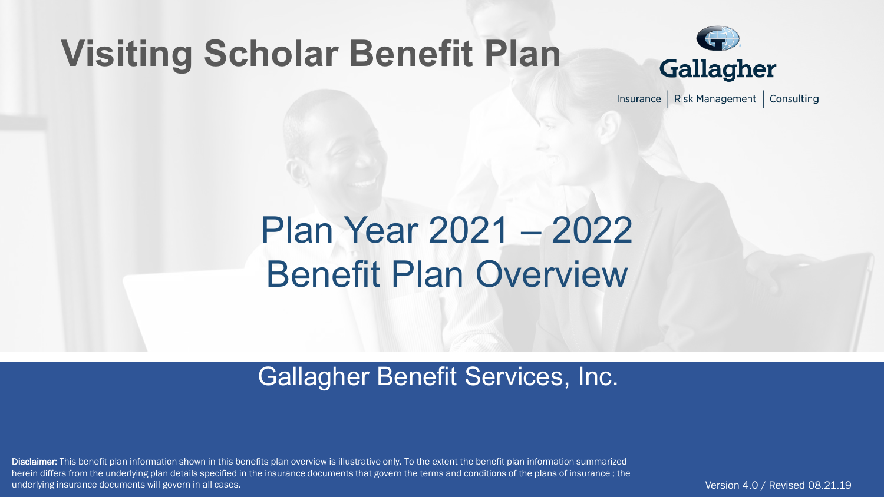# Visiting Scholar Benefit Plan

Gallagher

Insurance | Risk Management | Consulting

## Plan Year 2021 – 2022
## Benefit Plan Overview

Gallagher Benefit Services, Inc.

**Disclaimer:** This benefit plan information shown in this benefits plan overview is illustrative only. To the extent the benefit plan information summarized herein differs from the underlying plan details specified in the insurance documents that govern the terms and conditions of the plans of insurance ; the underlying insurance documents will govern in all cases.

Version 4.0 / Revised 08.21.19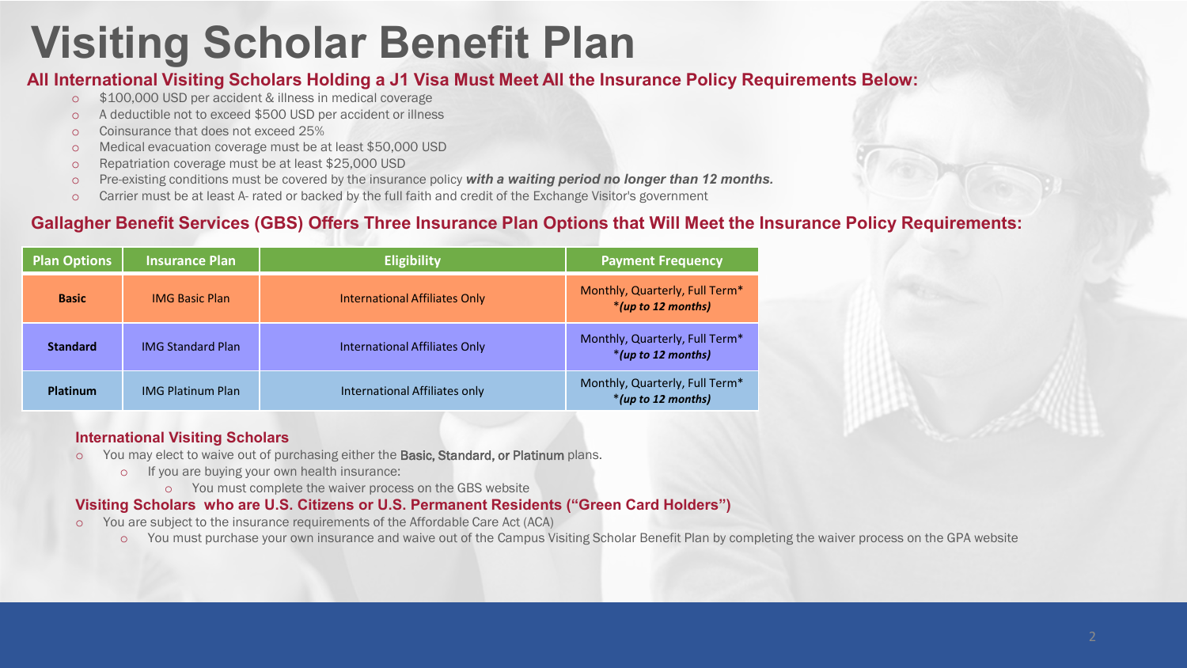# Visiting Scholar Benefit Plan

## All International Visiting Scholars Holding a J1 Visa Must Meet All the Insurance Policy Requirements Below:

- $100,000 USD per accident & illness in medical coverage
- A deductible not to exceed $500 USD per accident or illness
- Coinsurance that does not exceed 25%
- Medical evacuation coverage must be at least $50,000 USD
- Repatriation coverage must be at least $25,000 USD
- Pre-existing conditions must be covered by the insurance policy ***with a waiting period no longer than 12 months.***
- Carrier must be at least A- rated or backed by the full faith and credit of the Exchange Visitor's government

## Gallagher Benefit Services (GBS) Offers Three Insurance Plan Options that Will Meet the Insurance Policy Requirements:

| Plan Options | Insurance Plan | Eligibility | Payment Frequency |
|---|---|---|---|
| **Basic** | IMG Basic Plan | International Affiliates Only | Monthly, Quarterly, Full Term* *(up to 12 months)* |
| **Standard** | IMG Standard Plan | International Affiliates Only | Monthly, Quarterly, Full Term* *(up to 12 months)* |
| **Platinum** | IMG Platinum Plan | International Affiliates only | Monthly, Quarterly, Full Term* *(up to 12 months)* |

### International Visiting Scholars

- You may elect to waive out of purchasing either the **Basic, Standard, or Platinum** plans.
  - If you are buying your own health insurance:
    - You must complete the waiver process on the GBS website

### Visiting Scholars who are U.S. Citizens or U.S. Permanent Residents ("Green Card Holders")

- You are subject to the insurance requirements of the Affordable Care Act (ACA)
  - You must purchase your own insurance and waive out of the Campus Visiting Scholar Benefit Plan by completing the waiver process on the GPA website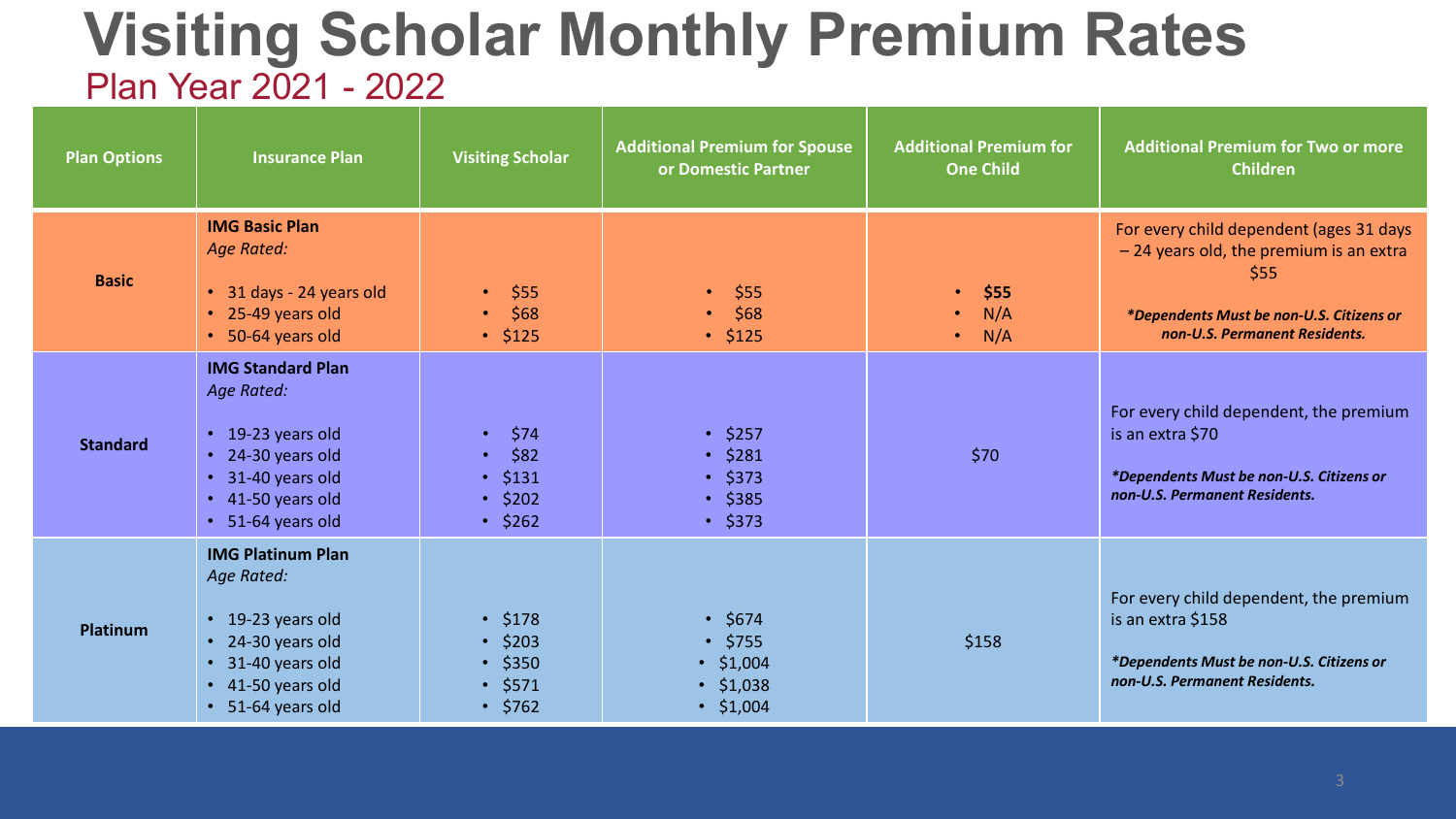# Visiting Scholar Monthly Premium Rates

## Plan Year 2021 - 2022

| Plan Options | Insurance Plan | Visiting Scholar | Additional Premium for Spouse or Domestic Partner | Additional Premium for One Child | Additional Premium for Two or more Children |
|---|---|---|---|---|---|
| **Basic** | **IMG Basic Plan**<br>*Age Rated:*<br>• 31 days - 24 years old<br>• 25-49 years old<br>• 50-64 years old | • $55<br>• $68<br>• $125 | • $55<br>• $68<br>• $125 | • **$55**<br>• N/A<br>• N/A | For every child dependent (ages 31 days – 24 years old, the premium is an extra $55<br>***Dependents Must be non-U.S. Citizens or non-U.S. Permanent Residents.*** |
| **Standard** | **IMG Standard Plan**<br>*Age Rated:*<br>• 19-23 years old<br>• 24-30 years old<br>• 31-40 years old<br>• 41-50 years old<br>• 51-64 years old | • $74<br>• $82<br>• $131<br>• $202<br>• $262 | • $257<br>• $281<br>• $373<br>• $385<br>• $373 | $70 | For every child dependent, the premium is an extra $70<br>***Dependents Must be non-U.S. Citizens or non-U.S. Permanent Residents.*** |
| **Platinum** | **IMG Platinum Plan**<br>*Age Rated:*<br>• 19-23 years old<br>• 24-30 years old<br>• 31-40 years old<br>• 41-50 years old<br>• 51-64 years old | • $178<br>• $203<br>• $350<br>• $571<br>• $762 | • $674<br>• $755<br>• $1,004<br>• $1,038<br>• $1,004 | $158 | For every child dependent, the premium is an extra $158<br>***Dependents Must be non-U.S. Citizens or non-U.S. Permanent Residents.*** |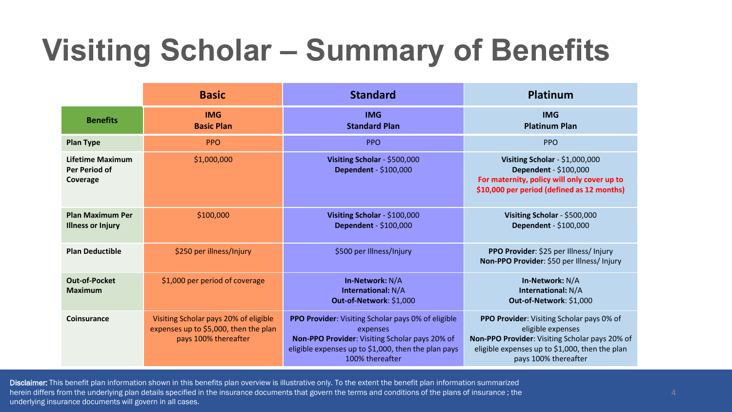# Visiting Scholar – Summary of Benefits

| | Basic | Standard | Platinum |
|---|---|---|---|
| **Benefits** | **IMG Basic Plan** | **IMG Standard Plan** | **IMG Platinum Plan** |
| **Plan Type** | PPO | PPO | PPO |
| **Lifetime Maximum Per Period of Coverage** | $1,000,000 | **Visiting Scholar** - $500,000<br>**Dependent** - $100,000 | **Visiting Scholar** - $1,000,000<br>**Dependent** - $100,000<br>**For maternity, policy will only cover up to $10,000 per period (defined as 12 months)** |
| **Plan Maximum Per Illness or Injury** | $100,000 | **Visiting Scholar** - $100,000<br>**Dependent** - $100,000 | **Visiting Scholar** - $500,000<br>**Dependent** - $100,000 |
| **Plan Deductible** | $250 per illness/Injury | $500 per Illness/Injury | **PPO Provider**: $25 per Illness/ Injury<br>**Non-PPO Provider**: $50 per Illness/ Injury |
| **Out-of-Pocket Maximum** | $1,000 per period of coverage | **In-Network:** N/A<br>**International:** N/A<br>**Out-of-Network**: $1,000 | **In-Network:** N/A<br>**International:** N/A<br>**Out-of-Network**: $1,000 |
| **Coinsurance** | Visiting Scholar pays 20% of eligible expenses up to $5,000, then the plan pays 100% thereafter | **PPO Provider**: Visiting Scholar pays 0% of eligible expenses<br>**Non-PPO Provider**: Visiting Scholar pays 20% of eligible expenses up to $1,000, then the plan pays 100% thereafter | **PPO Provider**: Visiting Scholar pays 0% of eligible expenses<br>**Non-PPO Provider**: Visiting Scholar pays 20% of eligible expenses up to $1,000, then the plan pays 100% thereafter |

**Disclaimer:** This benefit plan information shown in this benefits plan overview is illustrative only. To the extent the benefit plan information summarized herein differs from the underlying plan details specified in the insurance documents that govern the terms and conditions of the plans of insurance ; the underlying insurance documents will govern in all cases.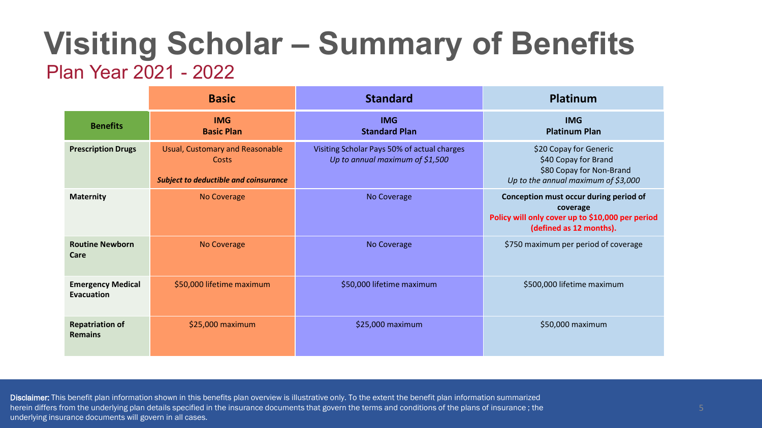# Visiting Scholar – Summary of Benefits

## Plan Year 2021 - 2022

| | Basic | Standard | Platinum |
|---|---|---|---|
| **Benefits** | **IMG Basic Plan** | **IMG Standard Plan** | **IMG Platinum Plan** |
| **Prescription Drugs** | Usual, Customary and Reasonable Costs<br><br>***Subject to deductible and coinsurance*** | Visiting Scholar Pays 50% of actual charges<br>*Up to annual maximum of $1,500* | $20 Copay for Generic<br>$40 Copay for Brand<br>$80 Copay for Non-Brand<br>*Up to the annual maximum of $3,000* |
| **Maternity** | No Coverage | No Coverage | **Conception must occur during period of coverage**<br>**Policy will only cover up to $10,000 per period (defined as 12 months).** |
| **Routine Newborn Care** | No Coverage | No Coverage | $750 maximum per period of coverage |
| **Emergency Medical Evacuation** | $50,000 lifetime maximum | $50,000 lifetime maximum | $500,000 lifetime maximum |
| **Repatriation of Remains** | $25,000 maximum | $25,000 maximum | $50,000 maximum |

**Disclaimer:** This benefit plan information shown in this benefits plan overview is illustrative only. To the extent the benefit plan information summarized herein differs from the underlying plan details specified in the insurance documents that govern the terms and conditions of the plans of insurance ; the underlying insurance documents will govern in all cases.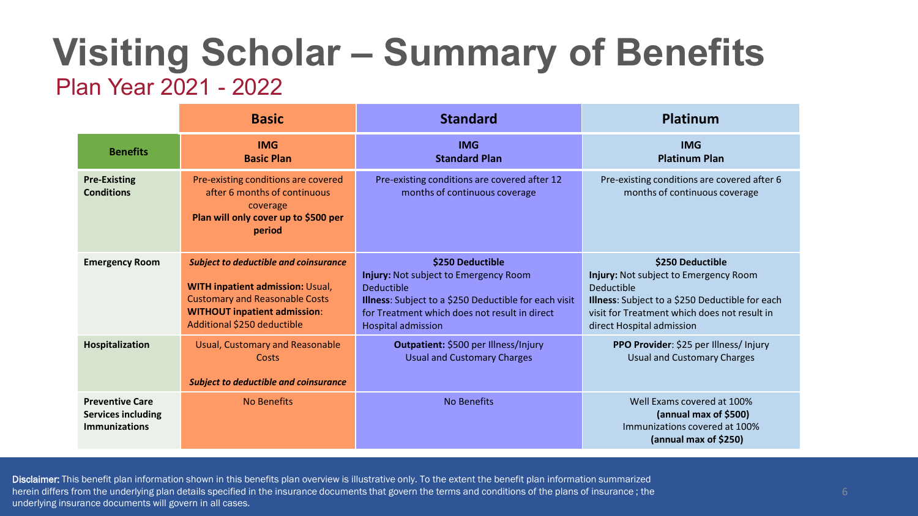# Visiting Scholar – Summary of Benefits

## Plan Year 2021 - 2022

| | **Basic** | **Standard** | **Platinum** |
|---|---|---|---|
| **Benefits** | **IMG Basic Plan** | **IMG Standard Plan** | **IMG Platinum Plan** |
| **Pre-Existing Conditions** | Pre-existing conditions are covered after 6 months of continuous coverage **Plan will only cover up to $500 per period** | Pre-existing conditions are covered after 12 months of continuous coverage | Pre-existing conditions are covered after 6 months of continuous coverage |
| **Emergency Room** | ***Subject to deductible and coinsurance*** **WITH inpatient admission:** Usual, Customary and Reasonable Costs **WITHOUT inpatient admission**: Additional $250 deductible | **$250 Deductible** **Injury:** Not subject to Emergency Room Deductible **Illness**: Subject to a $250 Deductible for each visit for Treatment which does not result in direct Hospital admission | **$250 Deductible** **Injury:** Not subject to Emergency Room Deductible **Illness**: Subject to a $250 Deductible for each visit for Treatment which does not result in direct Hospital admission |
| **Hospitalization** | Usual, Customary and Reasonable Costs ***Subject to deductible and coinsurance*** | **Outpatient:** $500 per Illness/Injury Usual and Customary Charges | **PPO Provider**: $25 per Illness/ Injury Usual and Customary Charges |
| **Preventive Care Services including Immunizations** | No Benefits | No Benefits | Well Exams covered at 100% **(annual max of $500)** Immunizations covered at 100% **(annual max of $250)** |

**Disclaimer:** This benefit plan information shown in this benefits plan overview is illustrative only. To the extent the benefit plan information summarized herein differs from the underlying plan details specified in the insurance documents that govern the terms and conditions of the plans of insurance ; the underlying insurance documents will govern in all cases.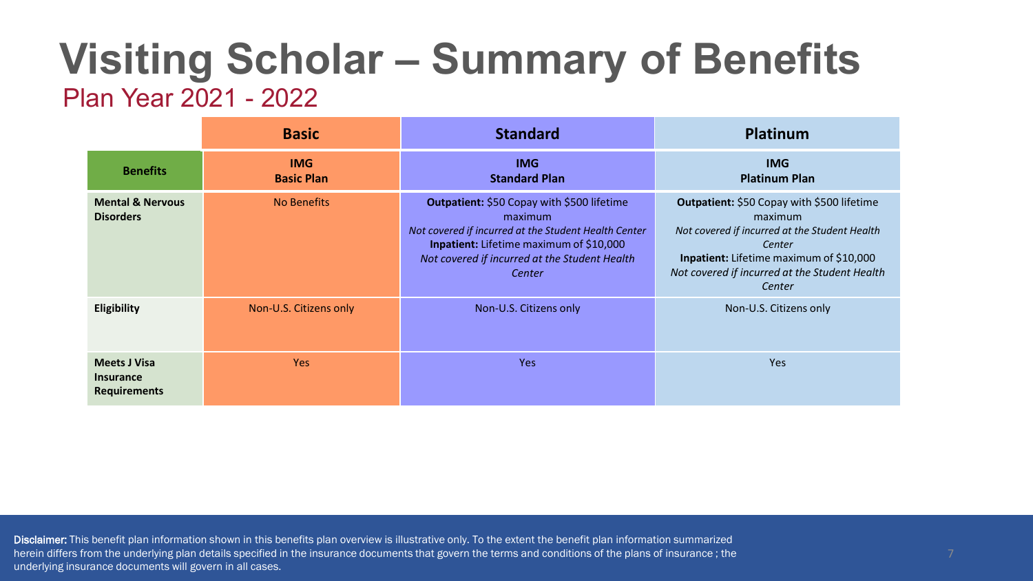# Visiting Scholar – Summary of Benefits

## Plan Year 2021 - 2022

| | **Basic** | **Standard** | **Platinum** |
|---|---|---|---|
| **Benefits** | **IMG Basic Plan** | **IMG Standard Plan** | **IMG Platinum Plan** |
| **Mental & Nervous Disorders** | No Benefits | **Outpatient:** $50 Copay with $500 lifetime maximum *Not covered if incurred at the Student Health Center* **Inpatient:** Lifetime maximum of $10,000 *Not covered if incurred at the Student Health Center* | **Outpatient:** $50 Copay with $500 lifetime maximum *Not covered if incurred at the Student Health Center* **Inpatient:** Lifetime maximum of $10,000 *Not covered if incurred at the Student Health Center* |
| **Eligibility** | Non-U.S. Citizens only | Non-U.S. Citizens only | Non-U.S. Citizens only |
| **Meets J Visa Insurance Requirements** | Yes | Yes | Yes |

**Disclaimer:** This benefit plan information shown in this benefits plan overview is illustrative only. To the extent the benefit plan information summarized herein differs from the underlying plan details specified in the insurance documents that govern the terms and conditions of the plans of insurance ; the underlying insurance documents will govern in all cases.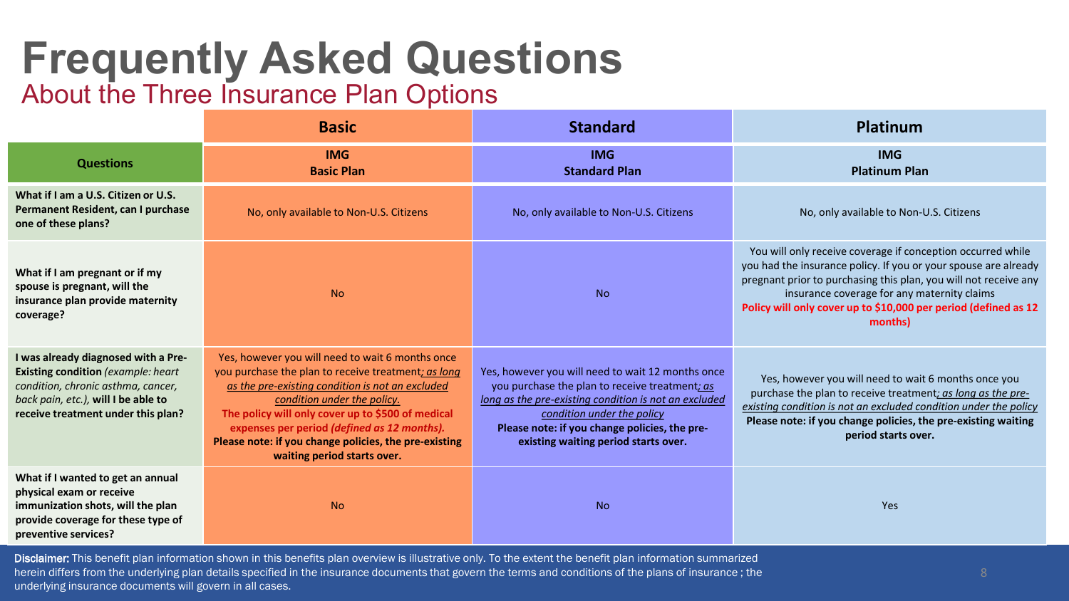# Frequently Asked Questions

## About the Three Insurance Plan Options

| Questions | Basic<br>**IMG Basic Plan** | Standard<br>**IMG Standard Plan** | Platinum<br>**IMG Platinum Plan** |
| --- | --- | --- | --- |
| **What if I am a U.S. Citizen or U.S. Permanent Resident, can I purchase one of these plans?** | No, only available to Non-U.S. Citizens | No, only available to Non-U.S. Citizens | No, only available to Non-U.S. Citizens |
| **What if I am pregnant or if my spouse is pregnant, will the insurance plan provide maternity coverage?** | No | No | You will only receive coverage if conception occurred while you had the insurance policy. If you or your spouse are already pregnant prior to purchasing this plan, you will not receive any insurance coverage for any maternity claims **Policy will only cover up to $10,000 per period (defined as 12 months)** |
| **I was already diagnosed with a Pre-Existing condition** *(example: heart condition, chronic asthma, cancer, back pain, etc.),* **will I be able to receive treatment under this plan?** | Yes, however you will need to wait 6 months once you purchase the plan to receive treatment*; as long as the pre-existing condition is not an excluded condition under the policy.* **The policy will only cover up to $500 of medical expenses per period *(defined as 12 months).*** **Please note: if you change policies, the pre-existing waiting period starts over.** | Yes, however you will need to wait 12 months once you purchase the plan to receive treatment*; as long as the pre-existing condition is not an excluded condition under the policy* **Please note: if you change policies, the pre-existing waiting period starts over.** | Yes, however you will need to wait 6 months once you purchase the plan to receive treatment*; as long as the pre-existing condition is not an excluded condition under the policy* **Please note: if you change policies, the pre-existing waiting period starts over.** |
| **What if I wanted to get an annual physical exam or receive immunization shots, will the plan provide coverage for these type of preventive services?** | No | No | Yes |

**Disclaimer:** This benefit plan information shown in this benefits plan overview is illustrative only. To the extent the benefit plan information summarized herein differs from the underlying plan details specified in the insurance documents that govern the terms and conditions of the plans of insurance ; the underlying insurance documents will govern in all cases.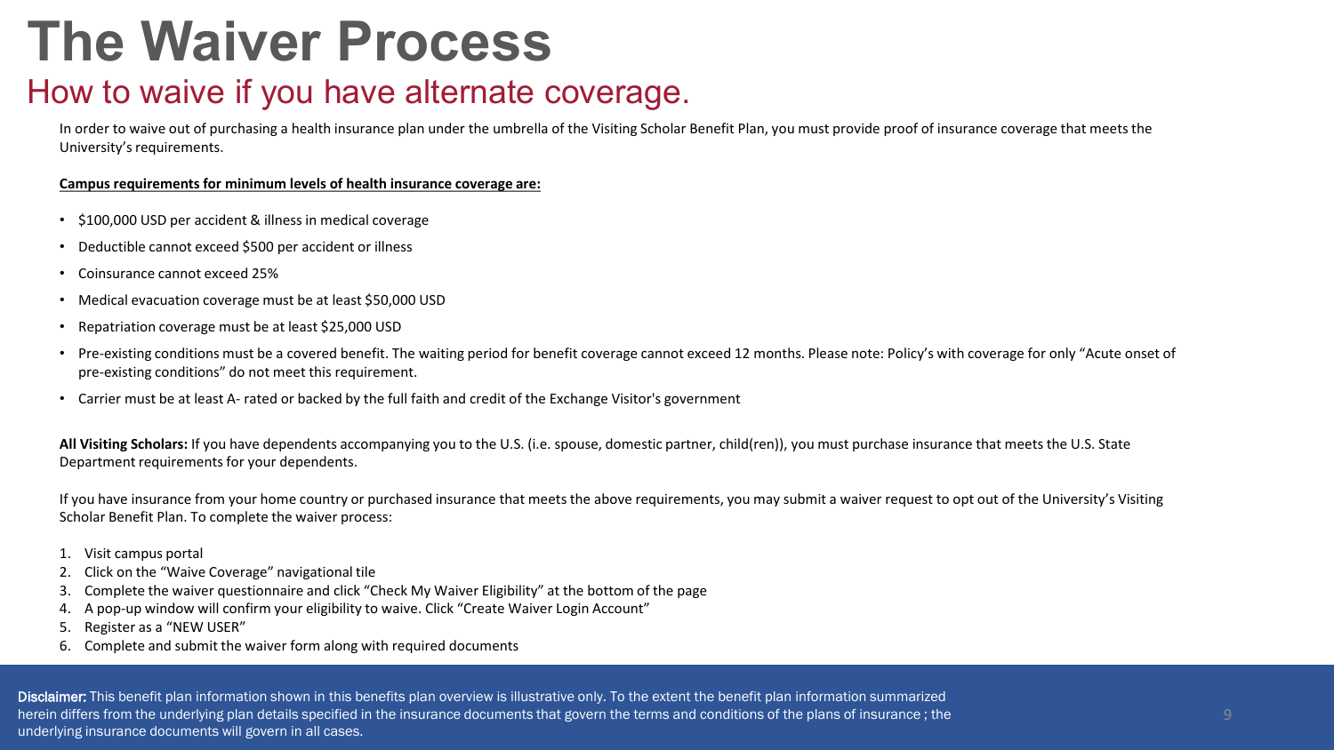# The Waiver Process

## How to waive if you have alternate coverage.

In order to waive out of purchasing a health insurance plan under the umbrella of the Visiting Scholar Benefit Plan, you must provide proof of insurance coverage that meets the University's requirements.

**Campus requirements for minimum levels of health insurance coverage are:**

- $100,000 USD per accident & illness in medical coverage
- Deductible cannot exceed $500 per accident or illness
- Coinsurance cannot exceed 25%
- Medical evacuation coverage must be at least $50,000 USD
- Repatriation coverage must be at least $25,000 USD
- Pre-existing conditions must be a covered benefit. The waiting period for benefit coverage cannot exceed 12 months. Please note: Policy's with coverage for only "Acute onset of pre-existing conditions" do not meet this requirement.
- Carrier must be at least A- rated or backed by the full faith and credit of the Exchange Visitor's government

**All Visiting Scholars:** If you have dependents accompanying you to the U.S. (i.e. spouse, domestic partner, child(ren)), you must purchase insurance that meets the U.S. State Department requirements for your dependents.

If you have insurance from your home country or purchased insurance that meets the above requirements, you may submit a waiver request to opt out of the University's Visiting Scholar Benefit Plan. To complete the waiver process:

1. Visit campus portal
2. Click on the "Waive Coverage" navigational tile
3. Complete the waiver questionnaire and click "Check My Waiver Eligibility" at the bottom of the page
4. A pop-up window will confirm your eligibility to waive. Click "Create Waiver Login Account"
5. Register as a "NEW USER"
6. Complete and submit the waiver form along with required documents

**Disclaimer:** This benefit plan information shown in this benefits plan overview is illustrative only. To the extent the benefit plan information summarized herein differs from the underlying plan details specified in the insurance documents that govern the terms and conditions of the plans of insurance ; the underlying insurance documents will govern in all cases.